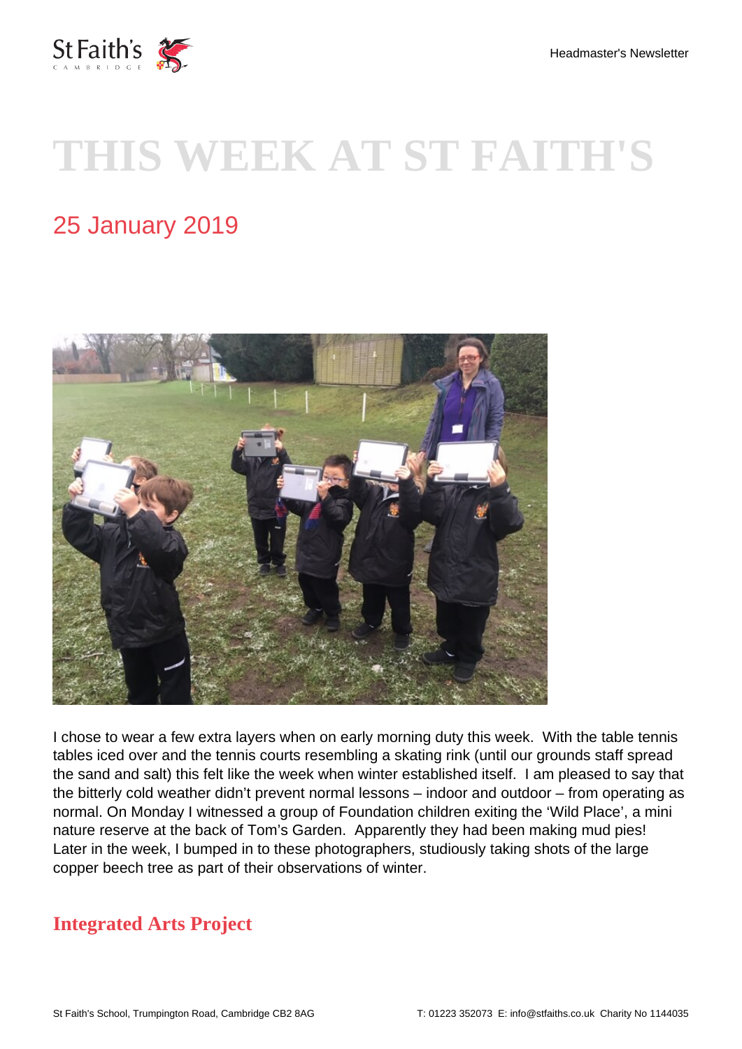# THIS WEEK AT ST FAITH'S

## 25 January 2019

I chose to wear a few extra layers when on early morning duty this week. With the table tennis tables iced over and the tennis courts resembling a skating rink (until our grounds staff spread the sand and salt) this felt like the week when winter established itself. I am pleased to say that the bitterly cold weather didn't prevent normal lessons – indoor and outdoor – from operating as normal. On Monday I witnessed a group of Foundation children exiting the 'Wild Place', a mini nature reserve at the back of Tom's Garden. Apparently they had been making mud pies! Later in the week, I bumped in to these photographers, studiously taking shots of the large copper beech tree as part of their observations of winter.

### Integrated Arts Project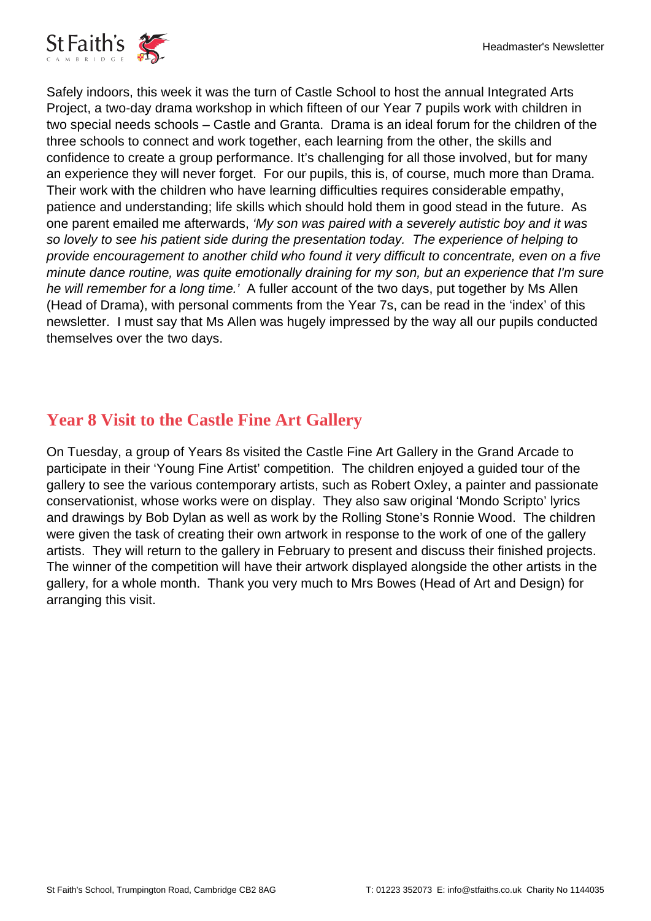Safely indoors, this week it was the turn of Castle School to host the annual Integrated Arts Project, a two-day drama workshop in which fifteen of our Year 7 pupils work with children in two special needs schools – Castle and Granta. Drama is an ideal forum for the children of the three schools to connect and work together, each learning from the other, the skills and confidence to create a group performance. It's challenging for all those involved, but for many an experience they will never forget. For our pupils, this is, of course, much more than Drama. Their work with the children who have learning difficulties requires considerable empathy, patience and understanding; life skills which should hold them in good stead in the future. As one parent emailed me afterwards, *'My son was paired with a severely autistic boy and it was so lovely to see his patient side during the presentation today. The experience of helping to provide encouragement to another child who found it very difficult to concentrate, even on a five minute dance routine, was quite emotionally draining for my son, but an experience that I'm sure he will remember for a long time.'* A fuller account of the two days, put together by Ms Allen (Head of Drama), with personal comments from the Year 7s, can be read in the 'index' of this newsletter. I must say that Ms Allen was hugely impressed by the way all our pupils conducted themselves over the two days.

## Year 8 Visit to the Castle Fine Art Gallery

On Tuesday, a group of Years 8s visited the Castle Fine Art Gallery in the Grand Arcade to participate in their 'Young Fine Artist' competition. The children enjoyed a guided tour of the gallery to see the various contemporary artists, such as Robert Oxley, a painter and passionate conservationist, whose works were on display. They also saw original 'Mondo Scripto' lyrics and drawings by Bob Dylan as well as work by the Rolling Stone's Ronnie Wood. The children were given the task of creating their own artwork in response to the work of one of the gallery artists. They will return to the gallery in February to present and discuss their finished projects. The winner of the competition will have their artwork displayed alongside the other artists in the gallery, for a whole month. Thank you very much to Mrs Bowes (Head of Art and Design) for arranging this visit.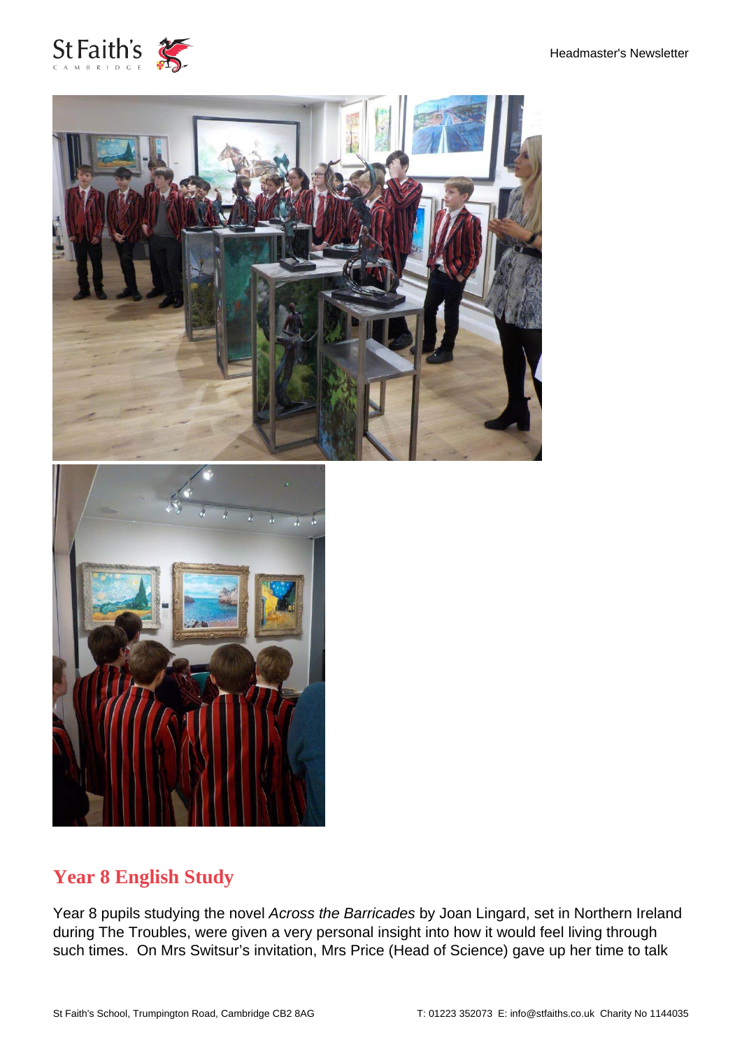## Year 8 English Study

Year 8 pupils studying the novel *Across the Barricades* by Joan Lingard, set in Northern Ireland during The Troubles, were given a very personal insight into how it would feel living through such times. On Mrs Switsur's invitation, Mrs Price (Head of Science) gave up her time to talk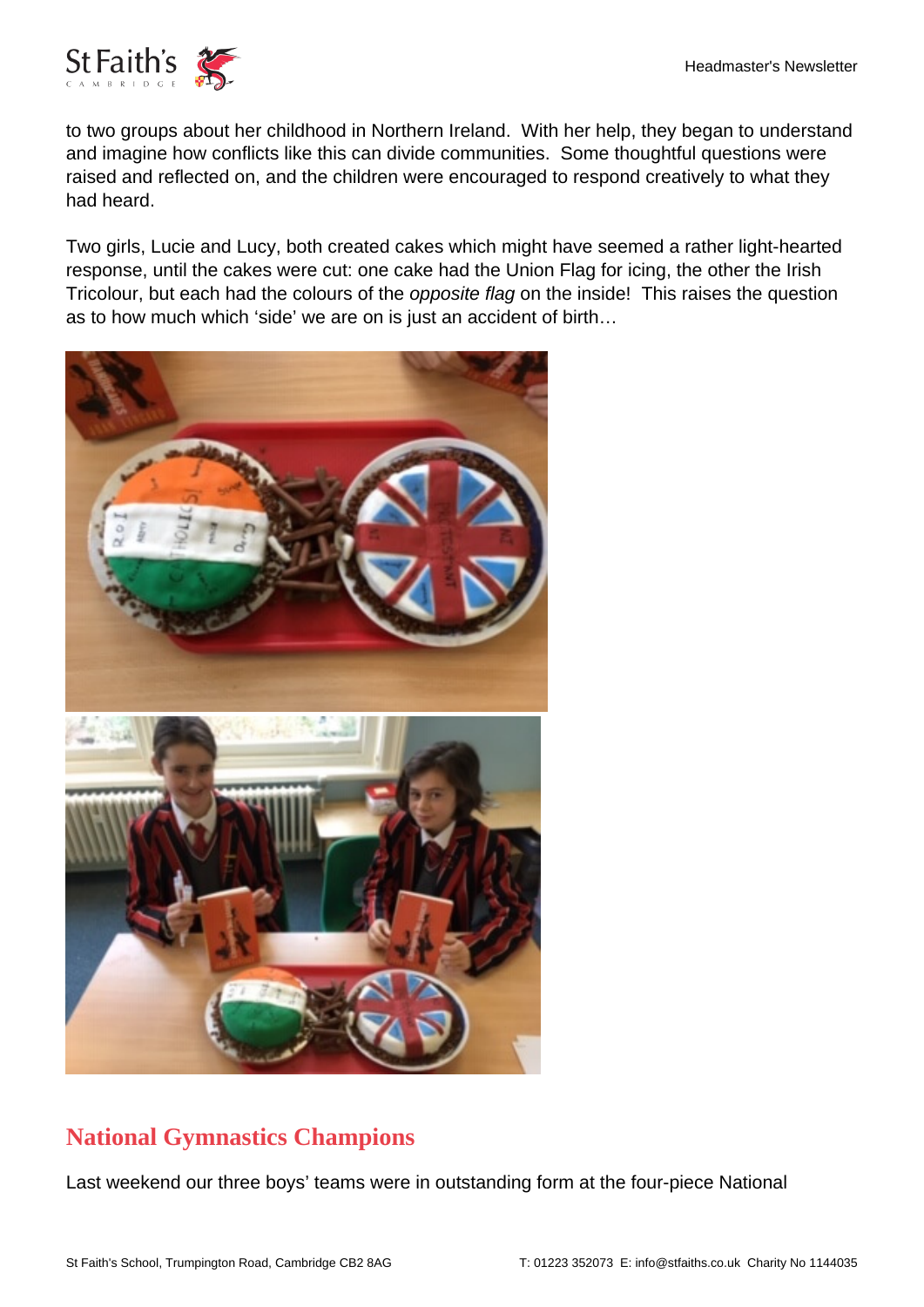to two groups about her childhood in Northern Ireland. With her help, they began to understand and imagine how conflicts like this can divide communities. Some thoughtful questions were raised and reflected on, and the children were encouraged to respond creatively to what they had heard.

Two girls, Lucie and Lucy, both created cakes which might have seemed a rather light-hearted response, until the cakes were cut: one cake had the Union Flag for icing, the other the Irish Tricolour, but each had the colours of the *opposite flag* on the inside! This raises the question as to how much which 'side' we are on is just an accident of birth…

## National Gymnastics Champions

Last weekend our three boys' teams were in outstanding form at the four-piece National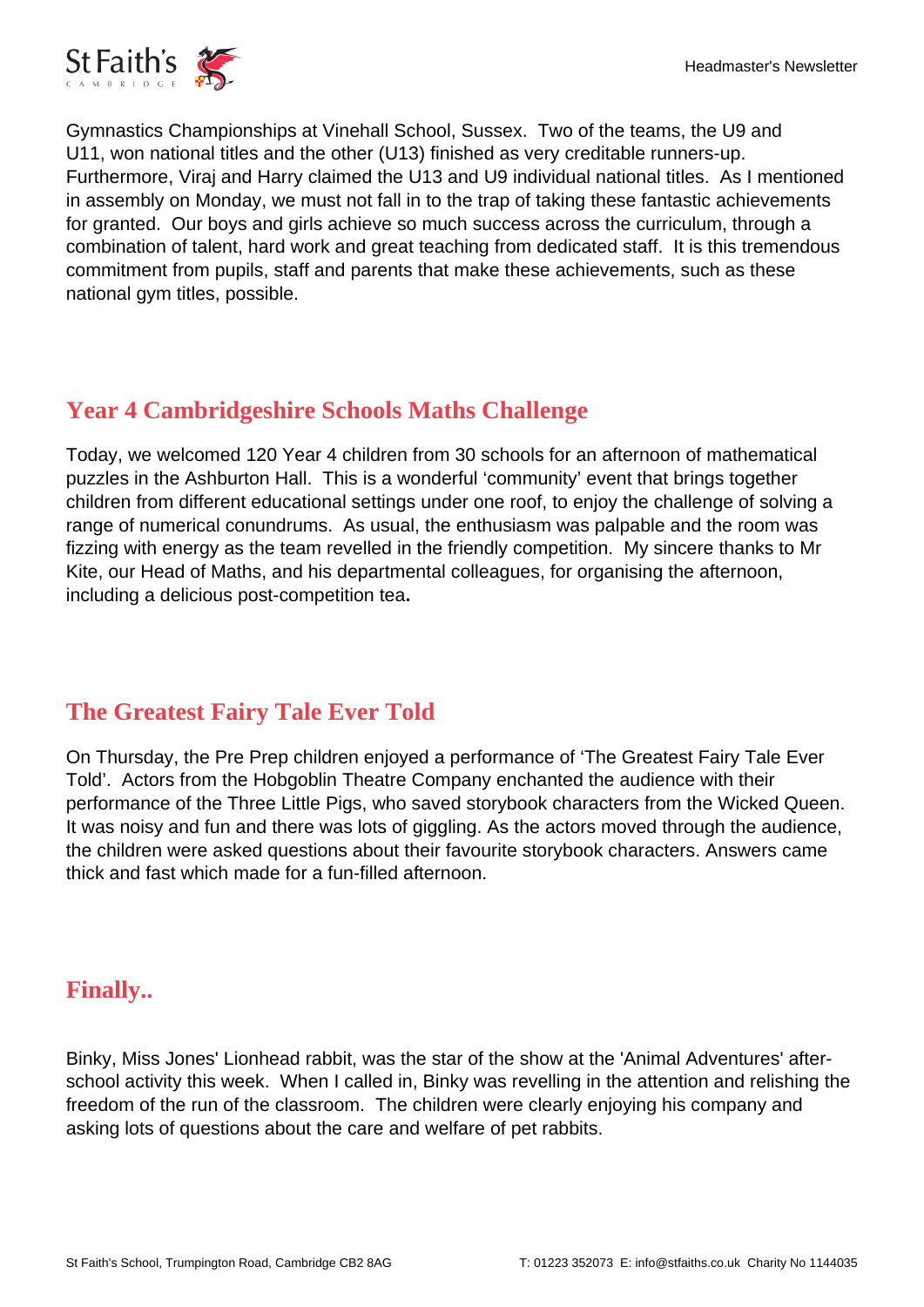Gymnastics Championships at Vinehall School, Sussex. Two of the teams, the U9 and U11, won national titles and the other (U13) finished as very creditable runners-up. Furthermore, Viraj and Harry claimed the U13 and U9 individual national titles. As I mentioned in assembly on Monday, we must not fall in to the trap of taking these fantastic achievements for granted. Our boys and girls achieve so much success across the curriculum, through a combination of talent, hard work and great teaching from dedicated staff. It is this tremendous commitment from pupils, staff and parents that make these achievements, such as these national gym titles, possible.

## Year 4 Cambridgeshire Schools Maths Challenge

Today, we welcomed 120 Year 4 children from 30 schools for an afternoon of mathematical puzzles in the Ashburton Hall. This is a wonderful 'community' event that brings together children from different educational settings under one roof, to enjoy the challenge of solving a range of numerical conundrums. As usual, the enthusiasm was palpable and the room was fizzing with energy as the team revelled in the friendly competition. My sincere thanks to Mr Kite, our Head of Maths, and his departmental colleagues, for organising the afternoon, including a delicious post-competition tea.

## The Greatest Fairy Tale Ever Told

On Thursday, the Pre Prep children enjoyed a performance of 'The Greatest Fairy Tale Ever Told'. Actors from the Hobgoblin Theatre Company enchanted the audience with their performance of the Three Little Pigs, who saved storybook characters from the Wicked Queen. It was noisy and fun and there was lots of giggling. As the actors moved through the audience, the children were asked questions about their favourite storybook characters. Answers came thick and fast which made for a fun-filled afternoon.

## Finally..

Binky, Miss Jones' Lionhead rabbit, was the star of the show at the 'Animal Adventures' after-school activity this week. When I called in, Binky was revelling in the attention and relishing the freedom of the run of the classroom. The children were clearly enjoying his company and asking lots of questions about the care and welfare of pet rabbits.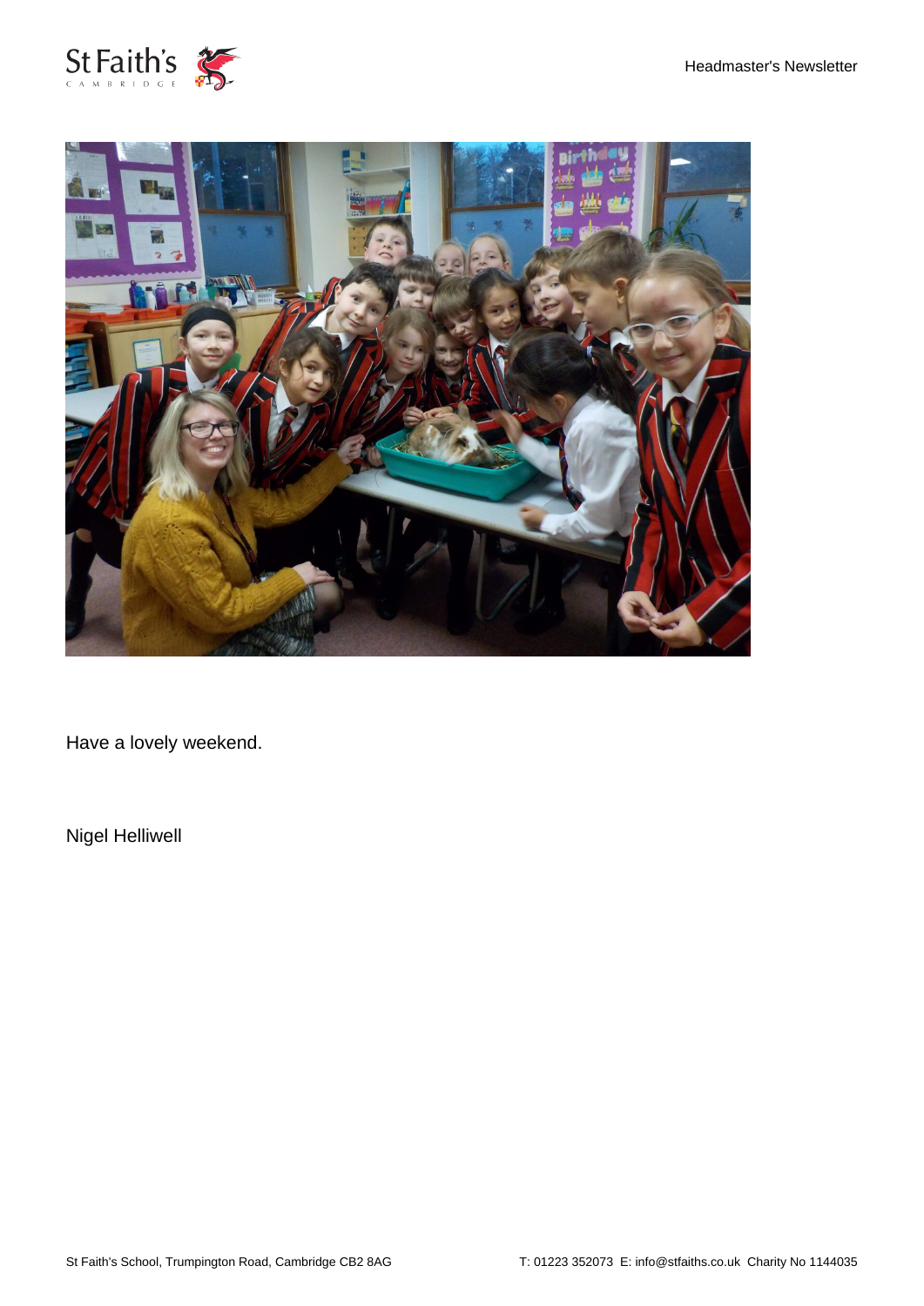Have a lovely weekend.

Nigel Helliwell